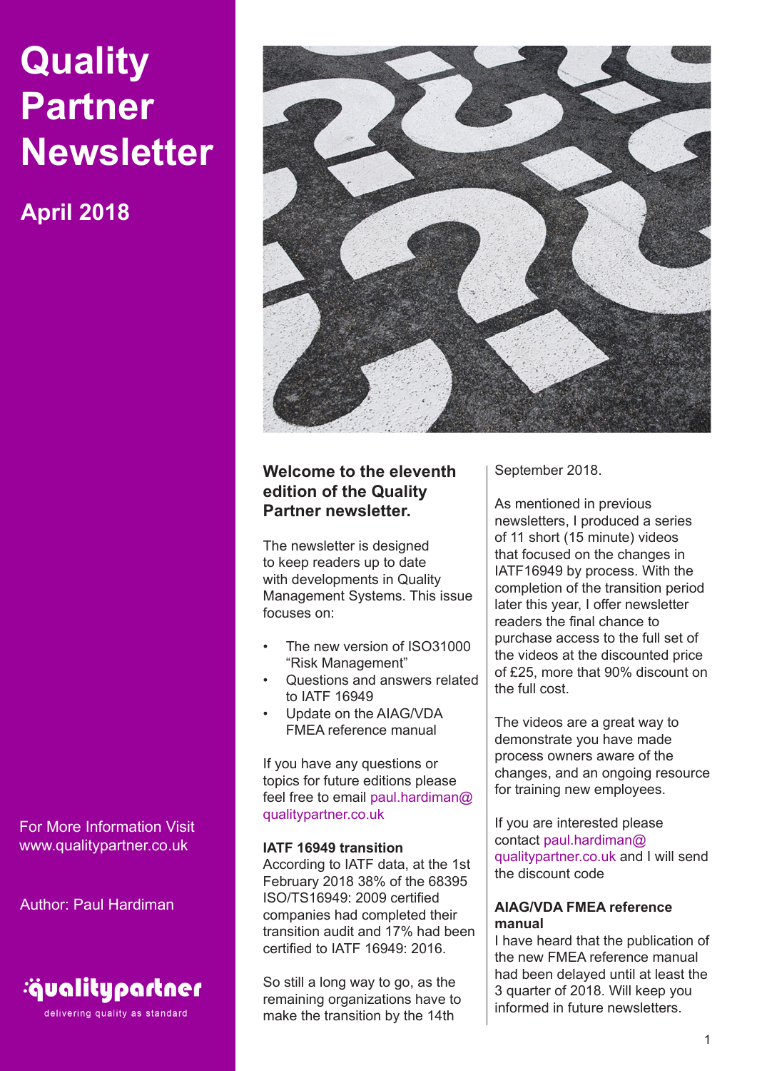# Quality Partner Newsletter

## April 2018

For More Information Visit www.qualitypartner.co.uk

Author: Paul Hardiman

qualitypartner — delivering quality as standard

### Welcome to the eleventh edition of the Quality Partner newsletter.

The newsletter is designed to keep readers up to date with developments in Quality Management Systems. This issue focuses on:

- The new version of ISO31000 "Risk Management"
- Questions and answers related to IATF 16949
- Update on the AIAG/VDA FMEA reference manual

If you have any questions or topics for future editions please feel free to email paul.hardiman@qualitypartner.co.uk

**IATF 16949 transition**

According to IATF data, at the 1st February 2018 38% of the 68395 ISO/TS16949: 2009 certified companies had completed their transition audit and 17% had been certified to IATF 16949: 2016.

So still a long way to go, as the remaining organizations have to make the transition by the 14th September 2018.

As mentioned in previous newsletters, I produced a series of 11 short (15 minute) videos that focused on the changes in IATF16949 by process. With the completion of the transition period later this year, I offer newsletter readers the final chance to purchase access to the full set of the videos at the discounted price of £25, more that 90% discount on the full cost.

The videos are a great way to demonstrate you have made process owners aware of the changes, and an ongoing resource for training new employees.

If you are interested please contact paul.hardiman@qualitypartner.co.uk and I will send the discount code

**AIAG/VDA FMEA reference manual**

I have heard that the publication of the new FMEA reference manual had been delayed until at least the 3 quarter of 2018. Will keep you informed in future newsletters.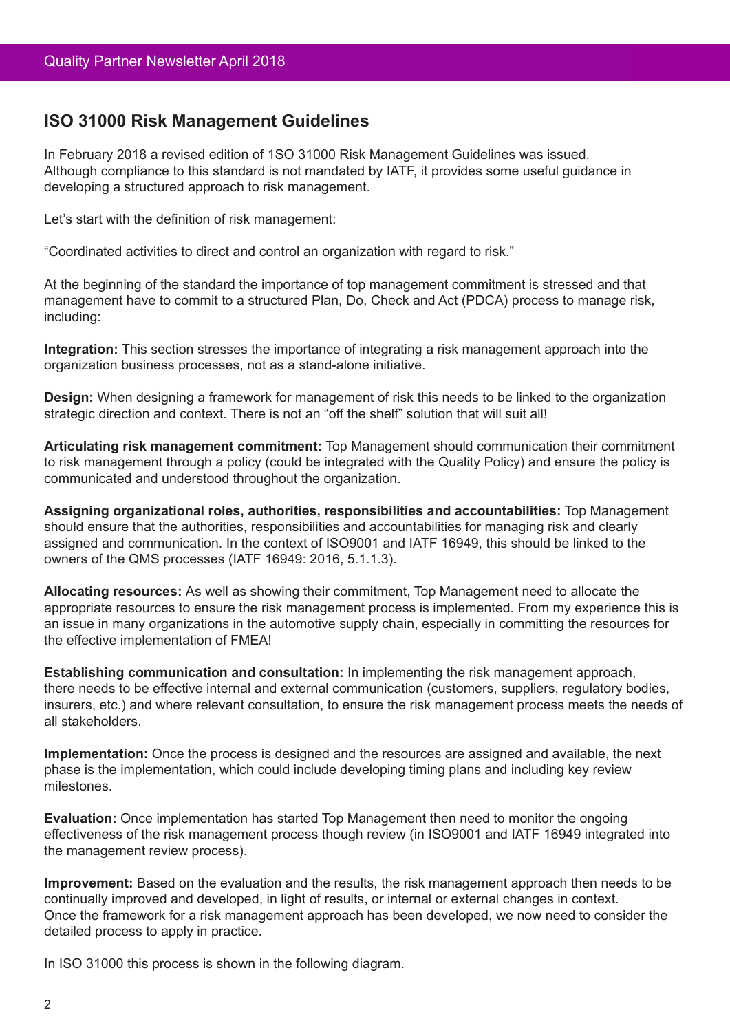## ISO 31000 Risk Management Guidelines

In February 2018 a revised edition of 1SO 31000 Risk Management Guidelines was issued. Although compliance to this standard is not mandated by IATF, it provides some useful guidance in developing a structured approach to risk management.

Let's start with the definition of risk management:

"Coordinated activities to direct and control an organization with regard to risk."

At the beginning of the standard the importance of top management commitment is stressed and that management have to commit to a structured Plan, Do, Check and Act (PDCA) process to manage risk, including:

**Integration:** This section stresses the importance of integrating a risk management approach into the organization business processes, not as a stand-alone initiative.

**Design:** When designing a framework for management of risk this needs to be linked to the organization strategic direction and context. There is not an "off the shelf" solution that will suit all!

**Articulating risk management commitment:** Top Management should communication their commitment to risk management through a policy (could be integrated with the Quality Policy) and ensure the policy is communicated and understood throughout the organization.

**Assigning organizational roles, authorities, responsibilities and accountabilities:** Top Management should ensure that the authorities, responsibilities and accountabilities for managing risk and clearly assigned and communication. In the context of ISO9001 and IATF 16949, this should be linked to the owners of the QMS processes (IATF 16949: 2016, 5.1.1.3).

**Allocating resources:** As well as showing their commitment, Top Management need to allocate the appropriate resources to ensure the risk management process is implemented. From my experience this is an issue in many organizations in the automotive supply chain, especially in committing the resources for the effective implementation of FMEA!

**Establishing communication and consultation:** In implementing the risk management approach, there needs to be effective internal and external communication (customers, suppliers, regulatory bodies, insurers, etc.) and where relevant consultation, to ensure the risk management process meets the needs of all stakeholders.

**Implementation:** Once the process is designed and the resources are assigned and available, the next phase is the implementation, which could include developing timing plans and including key review milestones.

**Evaluation:** Once implementation has started Top Management then need to monitor the ongoing effectiveness of the risk management process though review (in ISO9001 and IATF 16949 integrated into the management review process).

**Improvement:** Based on the evaluation and the results, the risk management approach then needs to be continually improved and developed, in light of results, or internal or external changes in context. Once the framework for a risk management approach has been developed, we now need to consider the detailed process to apply in practice.

In ISO 31000 this process is shown in the following diagram.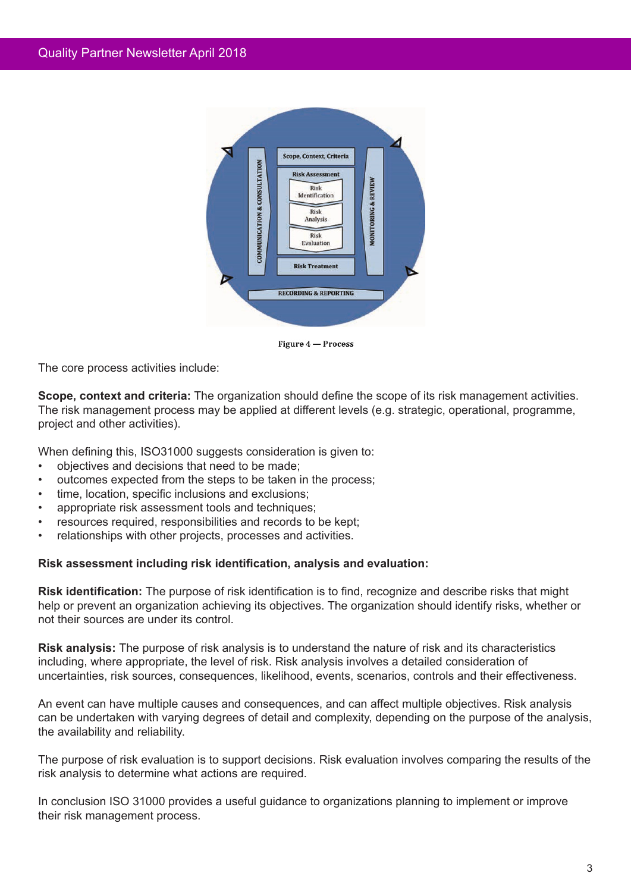Figure 4 — Process

The core process activities include:

**Scope, context and criteria:** The organization should define the scope of its risk management activities. The risk management process may be applied at different levels (e.g. strategic, operational, programme, project and other activities).

When defining this, ISO31000 suggests consideration is given to:

- objectives and decisions that need to be made;
- outcomes expected from the steps to be taken in the process;
- time, location, specific inclusions and exclusions;
- appropriate risk assessment tools and techniques;
- resources required, responsibilities and records to be kept;
- relationships with other projects, processes and activities.

**Risk assessment including risk identification, analysis and evaluation:**

**Risk identification:** The purpose of risk identification is to find, recognize and describe risks that might help or prevent an organization achieving its objectives. The organization should identify risks, whether or not their sources are under its control.

**Risk analysis:** The purpose of risk analysis is to understand the nature of risk and its characteristics including, where appropriate, the level of risk. Risk analysis involves a detailed consideration of uncertainties, risk sources, consequences, likelihood, events, scenarios, controls and their effectiveness.

An event can have multiple causes and consequences, and can affect multiple objectives. Risk analysis can be undertaken with varying degrees of detail and complexity, depending on the purpose of the analysis, the availability and reliability.

The purpose of risk evaluation is to support decisions. Risk evaluation involves comparing the results of the risk analysis to determine what actions are required.

In conclusion ISO 31000 provides a useful guidance to organizations planning to implement or improve their risk management process.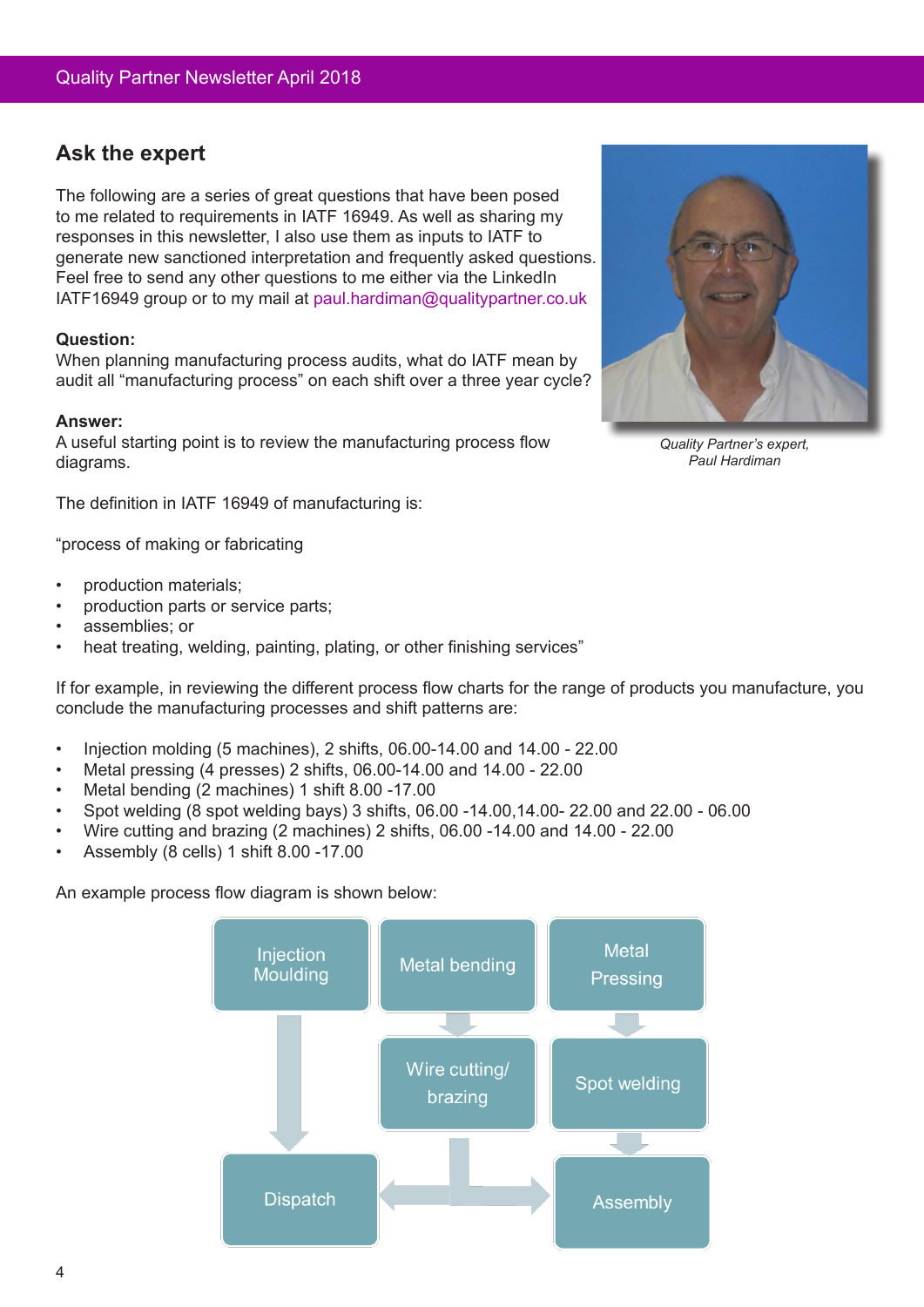## Ask the expert

The following are a series of great questions that have been posed to me related to requirements in IATF 16949. As well as sharing my responses in this newsletter, I also use them as inputs to IATF to generate new sanctioned interpretation and frequently asked questions. Feel free to send any other questions to me either via the LinkedIn IATF16949 group or to my mail at paul.hardiman@qualitypartner.co.uk

*Quality Partner's expert, Paul Hardiman*

**Question:**
When planning manufacturing process audits, what do IATF mean by audit all "manufacturing process" on each shift over a three year cycle?

**Answer:**
A useful starting point is to review the manufacturing process flow diagrams.

The definition in IATF 16949 of manufacturing is:

"process of making or fabricating

- production materials;
- production parts or service parts;
- assemblies; or
- heat treating, welding, painting, plating, or other finishing services"

If for example, in reviewing the different process flow charts for the range of products you manufacture, you conclude the manufacturing processes and shift patterns are:

- Injection molding (5 machines), 2 shifts, 06.00-14.00 and 14.00 - 22.00
- Metal pressing (4 presses) 2 shifts, 06.00-14.00 and 14.00 - 22.00
- Metal bending (2 machines) 1 shift 8.00 -17.00
- Spot welding (8 spot welding bays) 3 shifts, 06.00 -14.00,14.00- 22.00 and 22.00 - 06.00
- Wire cutting and brazing (2 machines) 2 shifts, 06.00 -14.00 and 14.00 - 22.00
- Assembly (8 cells) 1 shift 8.00 -17.00

An example process flow diagram is shown below:

Injection Moulding → Dispatch
Metal bending → Wire cutting/brazing → Assembly
Metal Pressing → Spot welding → Assembly
Assembly → Dispatch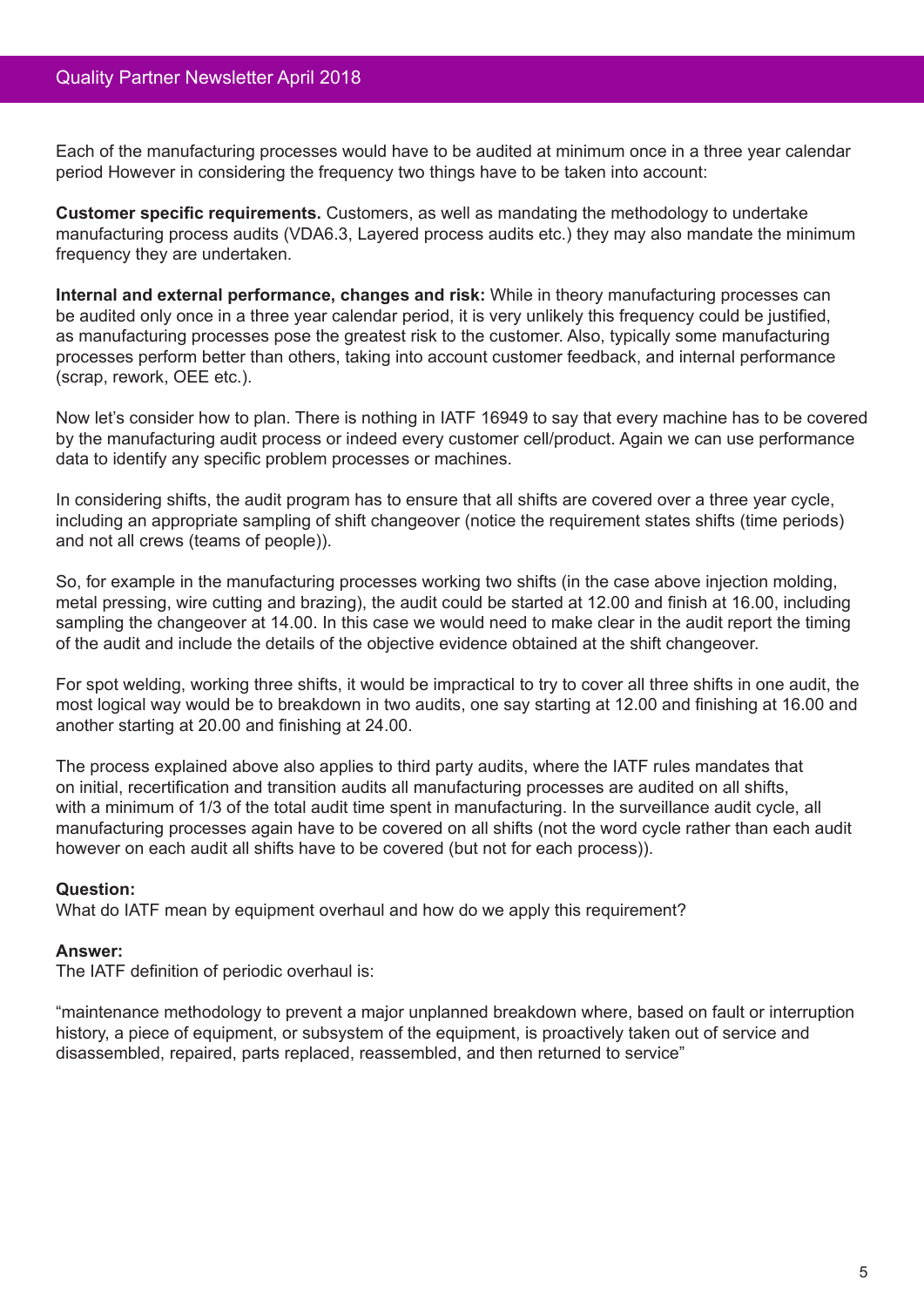Each of the manufacturing processes would have to be audited at minimum once in a three year calendar period However in considering the frequency two things have to be taken into account:

**Customer specific requirements.** Customers, as well as mandating the methodology to undertake manufacturing process audits (VDA6.3, Layered process audits etc.) they may also mandate the minimum frequency they are undertaken.

**Internal and external performance, changes and risk:** While in theory manufacturing processes can be audited only once in a three year calendar period, it is very unlikely this frequency could be justified, as manufacturing processes pose the greatest risk to the customer. Also, typically some manufacturing processes perform better than others, taking into account customer feedback, and internal performance (scrap, rework, OEE etc.).

Now let's consider how to plan. There is nothing in IATF 16949 to say that every machine has to be covered by the manufacturing audit process or indeed every customer cell/product. Again we can use performance data to identify any specific problem processes or machines.

In considering shifts, the audit program has to ensure that all shifts are covered over a three year cycle, including an appropriate sampling of shift changeover (notice the requirement states shifts (time periods) and not all crews (teams of people)).

So, for example in the manufacturing processes working two shifts (in the case above injection molding, metal pressing, wire cutting and brazing), the audit could be started at 12.00 and finish at 16.00, including sampling the changeover at 14.00. In this case we would need to make clear in the audit report the timing of the audit and include the details of the objective evidence obtained at the shift changeover.

For spot welding, working three shifts, it would be impractical to try to cover all three shifts in one audit, the most logical way would be to breakdown in two audits, one say starting at 12.00 and finishing at 16.00 and another starting at 20.00 and finishing at 24.00.

The process explained above also applies to third party audits, where the IATF rules mandates that on initial, recertification and transition audits all manufacturing processes are audited on all shifts, with a minimum of 1/3 of the total audit time spent in manufacturing. In the surveillance audit cycle, all manufacturing processes again have to be covered on all shifts (not the word cycle rather than each audit however on each audit all shifts have to be covered (but not for each process)).

**Question:**
What do IATF mean by equipment overhaul and how do we apply this requirement?

**Answer:**
The IATF definition of periodic overhaul is:

"maintenance methodology to prevent a major unplanned breakdown where, based on fault or interruption history, a piece of equipment, or subsystem of the equipment, is proactively taken out of service and disassembled, repaired, parts replaced, reassembled, and then returned to service"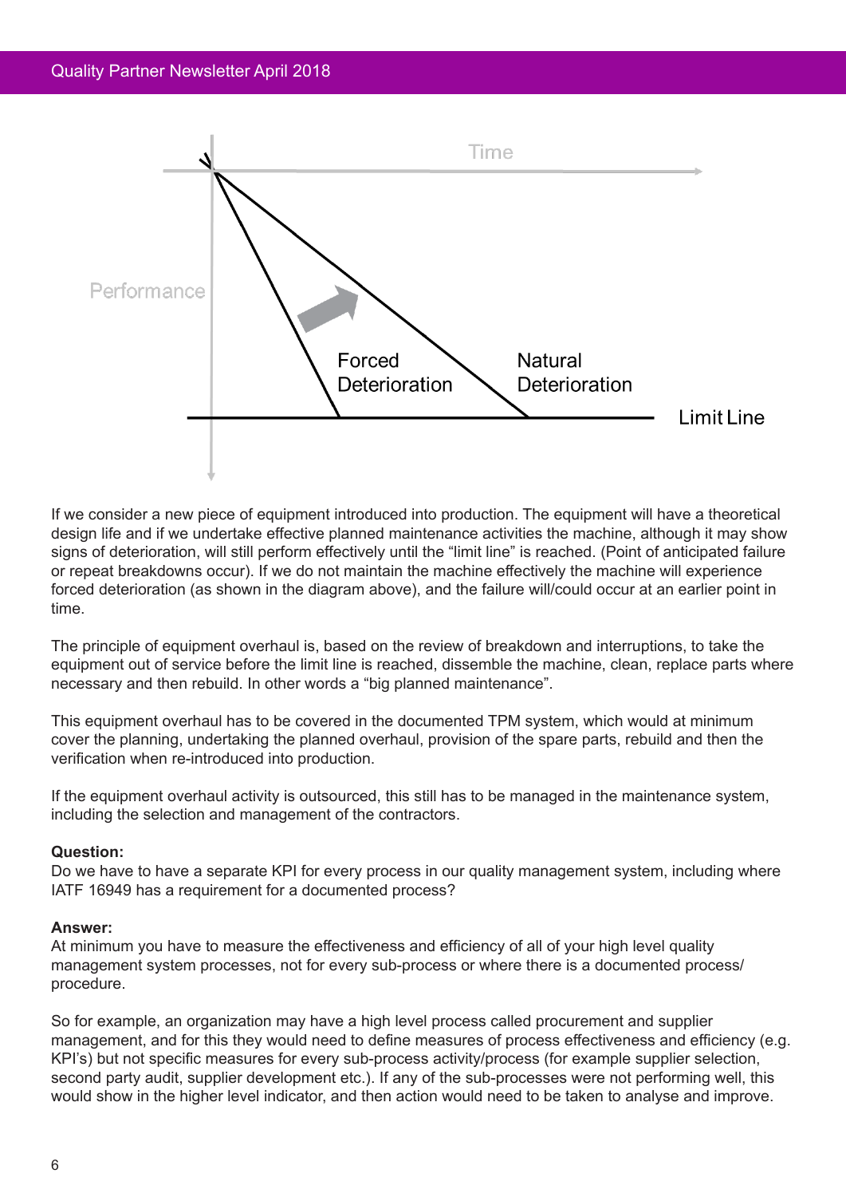If we consider a new piece of equipment introduced into production. The equipment will have a theoretical design life and if we undertake effective planned maintenance activities the machine, although it may show signs of deterioration, will still perform effectively until the "limit line" is reached. (Point of anticipated failure or repeat breakdowns occur). If we do not maintain the machine effectively the machine will experience forced deterioration (as shown in the diagram above), and the failure will/could occur at an earlier point in time.

The principle of equipment overhaul is, based on the review of breakdown and interruptions, to take the equipment out of service before the limit line is reached, dissemble the machine, clean, replace parts where necessary and then rebuild. In other words a "big planned maintenance".

This equipment overhaul has to be covered in the documented TPM system, which would at minimum cover the planning, undertaking the planned overhaul, provision of the spare parts, rebuild and then the verification when re-introduced into production.

If the equipment overhaul activity is outsourced, this still has to be managed in the maintenance system, including the selection and management of the contractors.

**Question:**
Do we have to have a separate KPI for every process in our quality management system, including where IATF 16949 has a requirement for a documented process?

**Answer:**
At minimum you have to measure the effectiveness and efficiency of all of your high level quality management system processes, not for every sub-process or where there is a documented process/ procedure.

So for example, an organization may have a high level process called procurement and supplier management, and for this they would need to define measures of process effectiveness and efficiency (e.g. KPI's) but not specific measures for every sub-process activity/process (for example supplier selection, second party audit, supplier development etc.). If any of the sub-processes were not performing well, this would show in the higher level indicator, and then action would need to be taken to analyse and improve.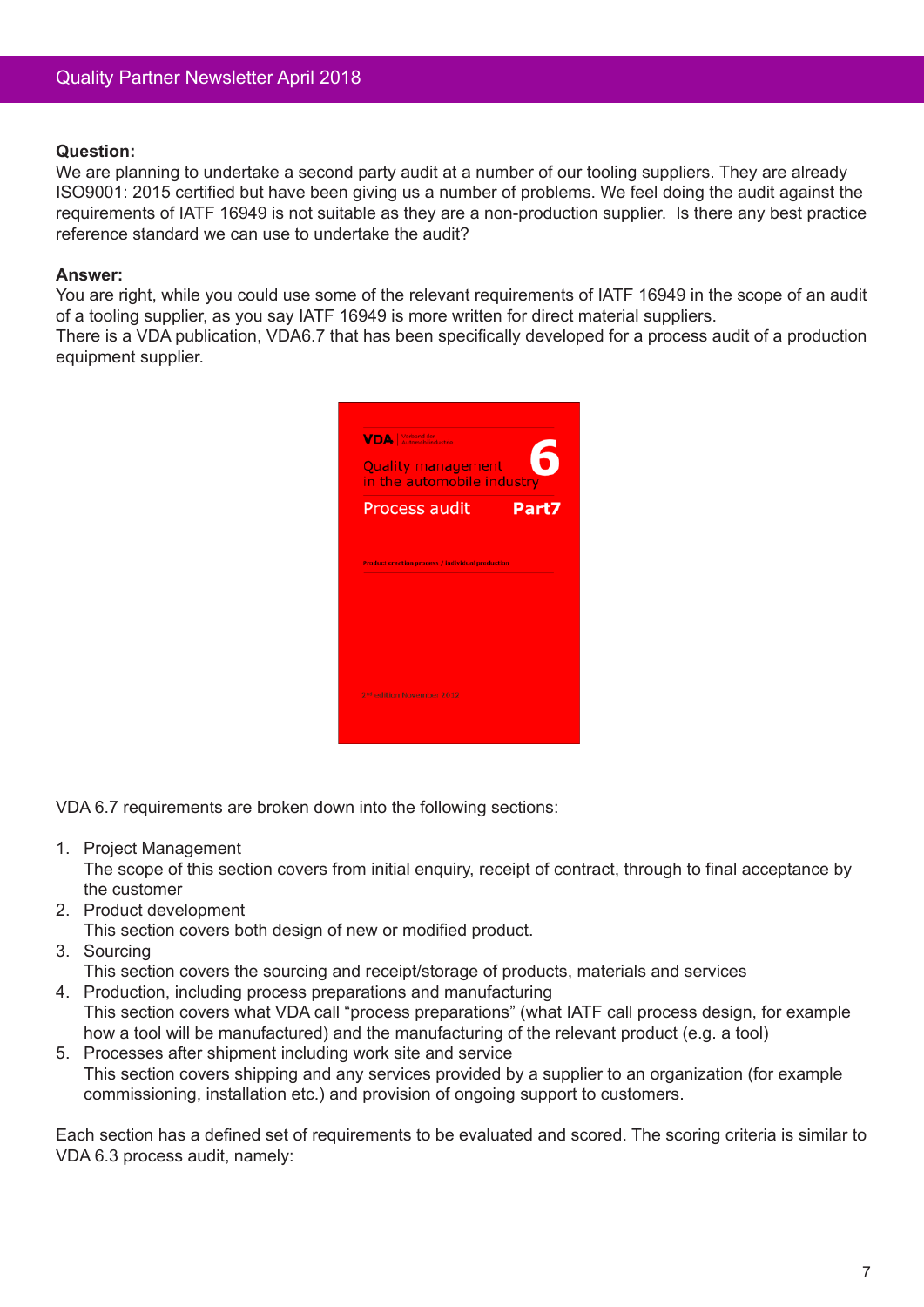**Question:**
We are planning to undertake a second party audit at a number of our tooling suppliers. They are already ISO9001: 2015 certified but have been giving us a number of problems. We feel doing the audit against the requirements of IATF 16949 is not suitable as they are a non-production supplier. Is there any best practice reference standard we can use to undertake the audit?

**Answer:**
You are right, while you could use some of the relevant requirements of IATF 16949 in the scope of an audit of a tooling supplier, as you say IATF 16949 is more written for direct material suppliers.
There is a VDA publication, VDA6.7 that has been specifically developed for a process audit of a production equipment supplier.

VDA 6.7 requirements are broken down into the following sections:

1. Project Management
   The scope of this section covers from initial enquiry, receipt of contract, through to final acceptance by the customer
2. Product development
   This section covers both design of new or modified product.
3. Sourcing
   This section covers the sourcing and receipt/storage of products, materials and services
4. Production, including process preparations and manufacturing
   This section covers what VDA call “process preparations” (what IATF call process design, for example how a tool will be manufactured) and the manufacturing of the relevant product (e.g. a tool)
5. Processes after shipment including work site and service
   This section covers shipping and any services provided by a supplier to an organization (for example commissioning, installation etc.) and provision of ongoing support to customers.

Each section has a defined set of requirements to be evaluated and scored. The scoring criteria is similar to VDA 6.3 process audit, namely: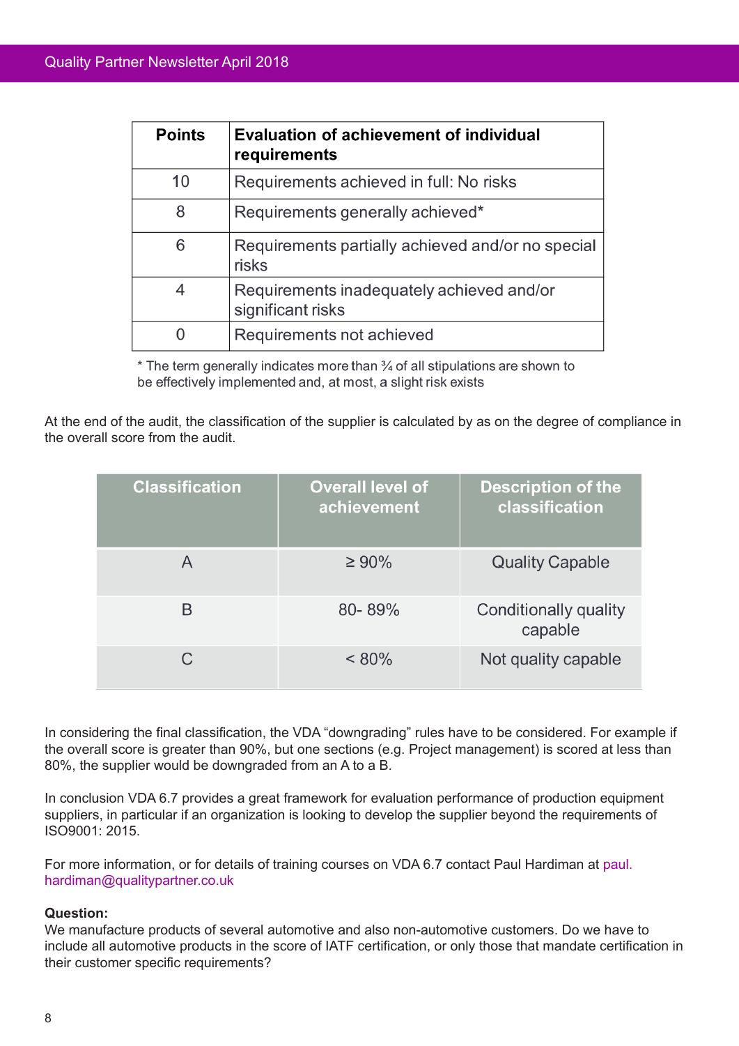| Points | Evaluation of achievement of individual requirements |
| --- | --- |
| 10 | Requirements achieved in full: No risks |
| 8 | Requirements generally achieved* |
| 6 | Requirements partially achieved and/or no special risks |
| 4 | Requirements inadequately achieved and/or significant risks |
| 0 | Requirements not achieved |

\* The term generally indicates more than ¾ of all stipulations are shown to be effectively implemented and, at most, a slight risk exists

At the end of the audit, the classification of the supplier is calculated by as on the degree of compliance in the overall score from the audit.

| Classification | Overall level of achievement | Description of the classification |
| --- | --- | --- |
| A | ≥ 90% | Quality Capable |
| B | 80- 89% | Conditionally quality capable |
| C | < 80% | Not quality capable |

In considering the final classification, the VDA "downgrading" rules have to be considered. For example if the overall score is greater than 90%, but one sections (e.g. Project management) is scored at less than 80%, the supplier would be downgraded from an A to a B.

In conclusion VDA 6.7 provides a great framework for evaluation performance of production equipment suppliers, in particular if an organization is looking to develop the supplier beyond the requirements of ISO9001: 2015.

For more information, or for details of training courses on VDA 6.7 contact Paul Hardiman at paul.hardiman@qualitypartner.co.uk

**Question:**
We manufacture products of several automotive and also non-automotive customers. Do we have to include all automotive products in the score of IATF certification, or only those that mandate certification in their customer specific requirements?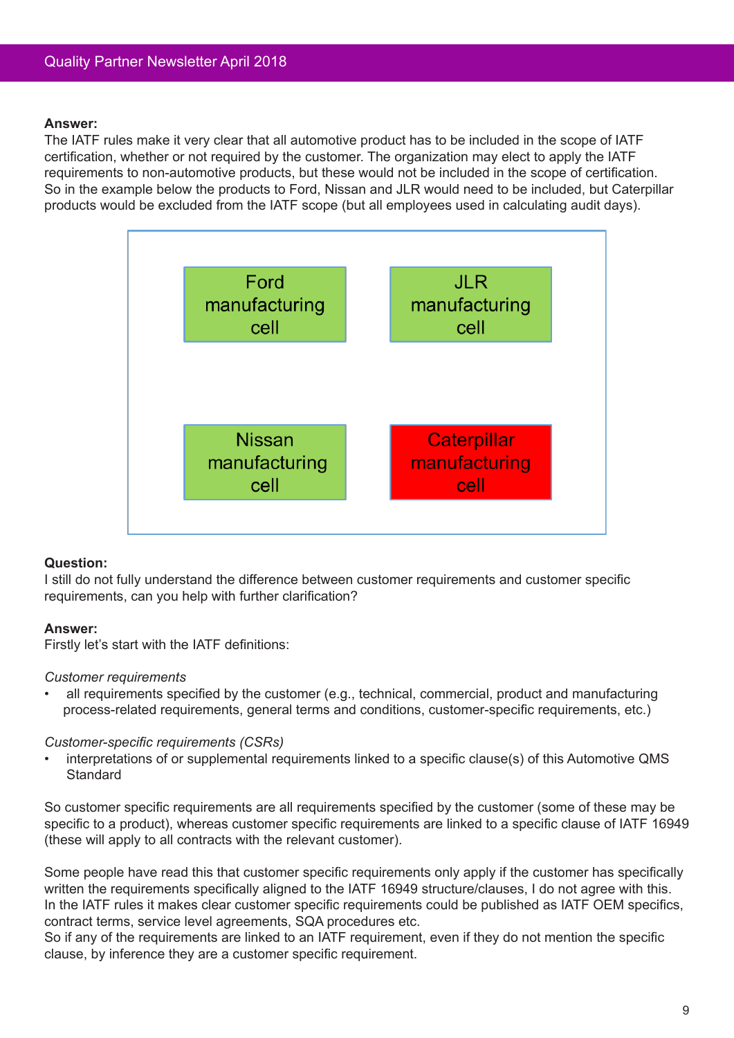**Answer:**
The IATF rules make it very clear that all automotive product has to be included in the scope of IATF certification, whether or not required by the customer. The organization may elect to apply the IATF requirements to non-automotive products, but these would not be included in the scope of certification. So in the example below the products to Ford, Nissan and JLR would need to be included, but Caterpillar products would be excluded from the IATF scope (but all employees used in calculating audit days).

| | |
|---|---|
| Ford manufacturing cell | JLR manufacturing cell |
| Nissan manufacturing cell | Caterpillar manufacturing cell |

**Question:**
I still do not fully understand the difference between customer requirements and customer specific requirements, can you help with further clarification?

**Answer:**
Firstly let's start with the IATF definitions:

*Customer requirements*

- all requirements specified by the customer (e.g., technical, commercial, product and manufacturing process-related requirements, general terms and conditions, customer-specific requirements, etc.)

*Customer-specific requirements (CSRs)*

- interpretations of or supplemental requirements linked to a specific clause(s) of this Automotive QMS Standard

So customer specific requirements are all requirements specified by the customer (some of these may be specific to a product), whereas customer specific requirements are linked to a specific clause of IATF 16949 (these will apply to all contracts with the relevant customer).

Some people have read this that customer specific requirements only apply if the customer has specifically written the requirements specifically aligned to the IATF 16949 structure/clauses, I do not agree with this. In the IATF rules it makes clear customer specific requirements could be published as IATF OEM specifics, contract terms, service level agreements, SQA procedures etc.
So if any of the requirements are linked to an IATF requirement, even if they do not mention the specific clause, by inference they are a customer specific requirement.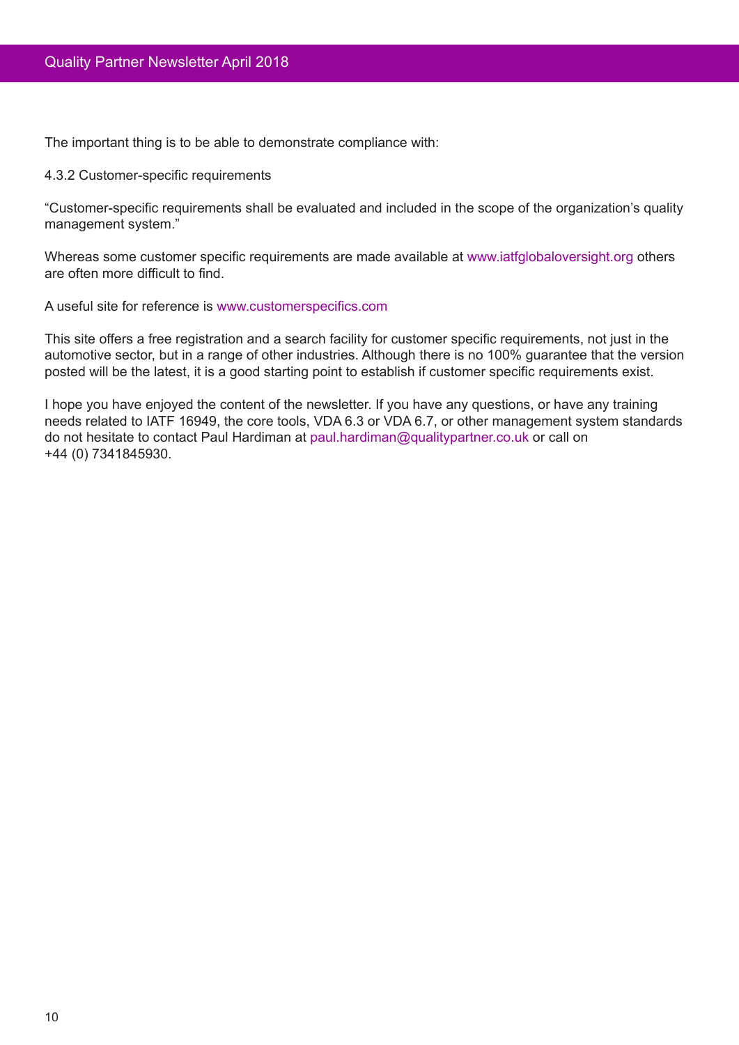The important thing is to be able to demonstrate compliance with:

4.3.2 Customer-specific requirements

“Customer-specific requirements shall be evaluated and included in the scope of the organization’s quality management system.”

Whereas some customer specific requirements are made available at www.iatfglobaloversight.org others are often more difficult to find.

A useful site for reference is www.customerspecifics.com

This site offers a free registration and a search facility for customer specific requirements, not just in the automotive sector, but in a range of other industries. Although there is no 100% guarantee that the version posted will be the latest, it is a good starting point to establish if customer specific requirements exist.

I hope you have enjoyed the content of the newsletter. If you have any questions, or have any training needs related to IATF 16949, the core tools, VDA 6.3 or VDA 6.7, or other management system standards do not hesitate to contact Paul Hardiman at paul.hardiman@qualitypartner.co.uk or call on +44 (0) 7341845930.